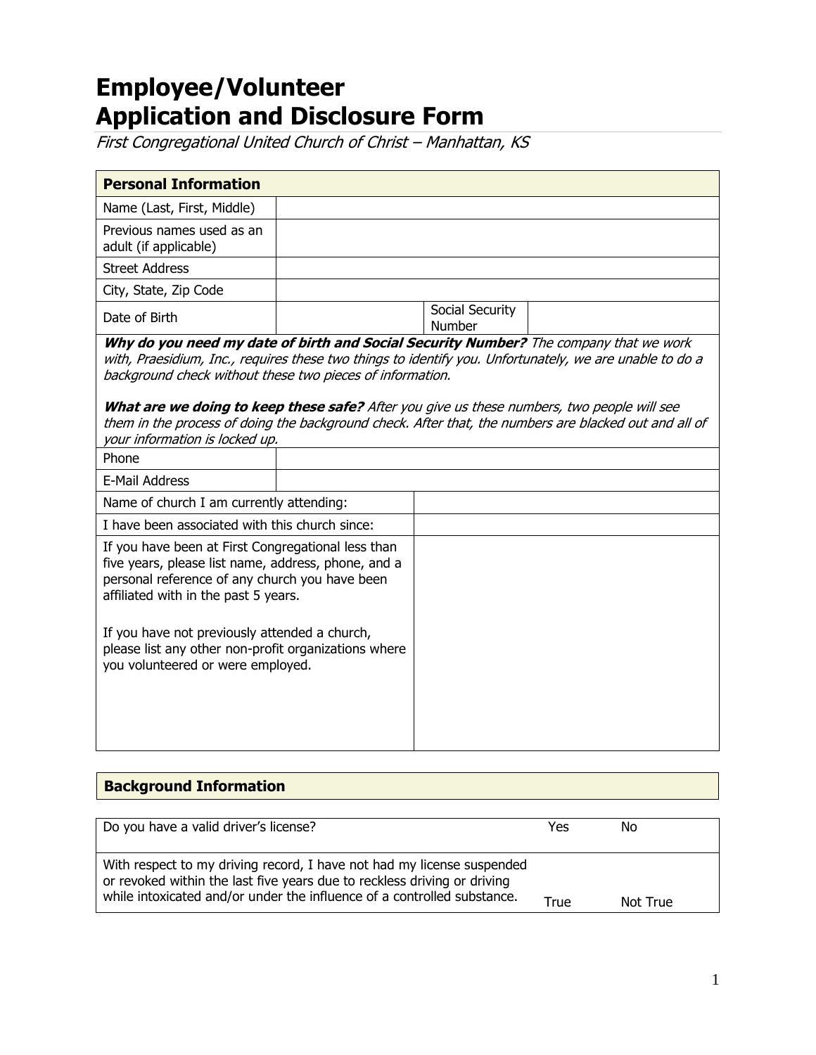# Employee/Volunteer Application and Disclosure Form

*First Congregational United Church of Christ – Manhattan, KS*

| **Personal Information** | | | |
|---|---|---|---|
| Name (Last, First, Middle) | | | |
| Previous names used as an adult (if applicable) | | | |
| Street Address | | | |
| City, State, Zip Code | | | |
| Date of Birth | | Social Security Number | |

***Why do you need my date of birth and Social Security Number?*** *The company that we work with, Praesidium, Inc., requires these two things to identify you. Unfortunately, we are unable to do a background check without these two pieces of information.*

***What are we doing to keep these safe?*** *After you give us these numbers, two people will see them in the process of doing the background check. After that, the numbers are blacked out and all of your information is locked up.*

| | |
|---|---|
| Phone | |
| E-Mail Address | |
| Name of church I am currently attending: | |
| I have been associated with this church since: | |
| If you have been at First Congregational less than five years, please list name, address, phone, and a personal reference of any church you have been affiliated with in the past 5 years.<br><br>If you have not previously attended a church, please list any other non-profit organizations where you volunteered or were employed. | |

| **Background Information** | | |
|---|---|---|
| Do you have a valid driver's license? | Yes | No |
| With respect to my driving record, I have not had my license suspended or revoked within the last five years due to reckless driving or driving while intoxicated and/or under the influence of a controlled substance. | True | Not True |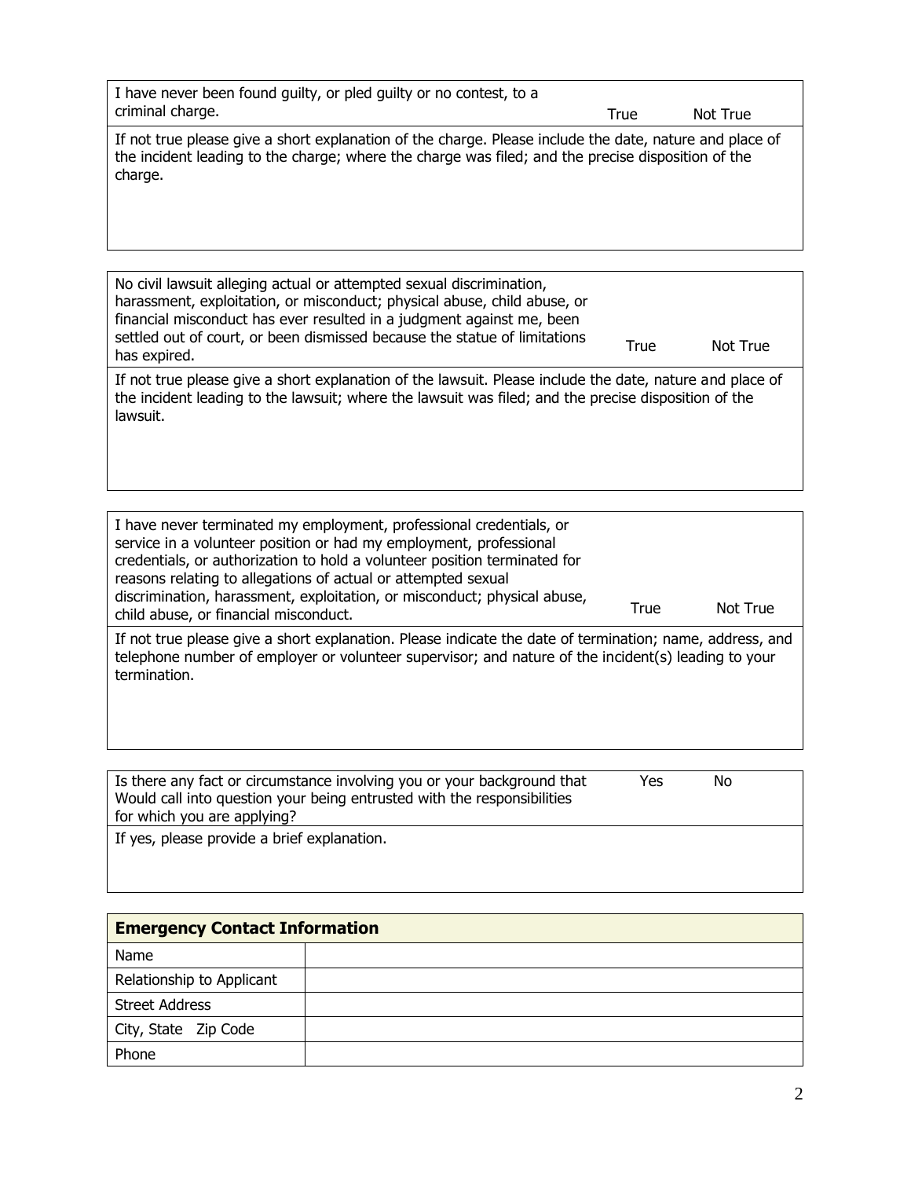| I have never been found guilty, or pled guilty or no contest, to a criminal charge. | True | Not True |
|---|---|---|
| If not true please give a short explanation of the charge. Please include the date, nature and place of the incident leading to the charge; where the charge was filed; and the precise disposition of the charge. | | |

| No civil lawsuit alleging actual or attempted sexual discrimination, harassment, exploitation, or misconduct; physical abuse, child abuse, or financial misconduct has ever resulted in a judgment against me, been settled out of court, or been dismissed because the statue of limitations has expired. | True | Not True |
|---|---|---|
| If not true please give a short explanation of the lawsuit. Please include the date, nature and place of the incident leading to the lawsuit; where the lawsuit was filed; and the precise disposition of the lawsuit. | | |

| I have never terminated my employment, professional credentials, or service in a volunteer position or had my employment, professional credentials, or authorization to hold a volunteer position terminated for reasons relating to allegations of actual or attempted sexual discrimination, harassment, exploitation, or misconduct; physical abuse, child abuse, or financial misconduct. | True | Not True |
|---|---|---|
| If not true please give a short explanation. Please indicate the date of termination; name, address, and telephone number of employer or volunteer supervisor; and nature of the incident(s) leading to your termination. | | |

| Is there any fact or circumstance involving you or your background that Would call into question your being entrusted with the responsibilities for which you are applying? | Yes | No |
|---|---|---|
| If yes, please provide a brief explanation. | | |

| **Emergency Contact Information** | |
|---|---|
| Name | |
| Relationship to Applicant | |
| Street Address | |
| City, State Zip Code | |
| Phone | |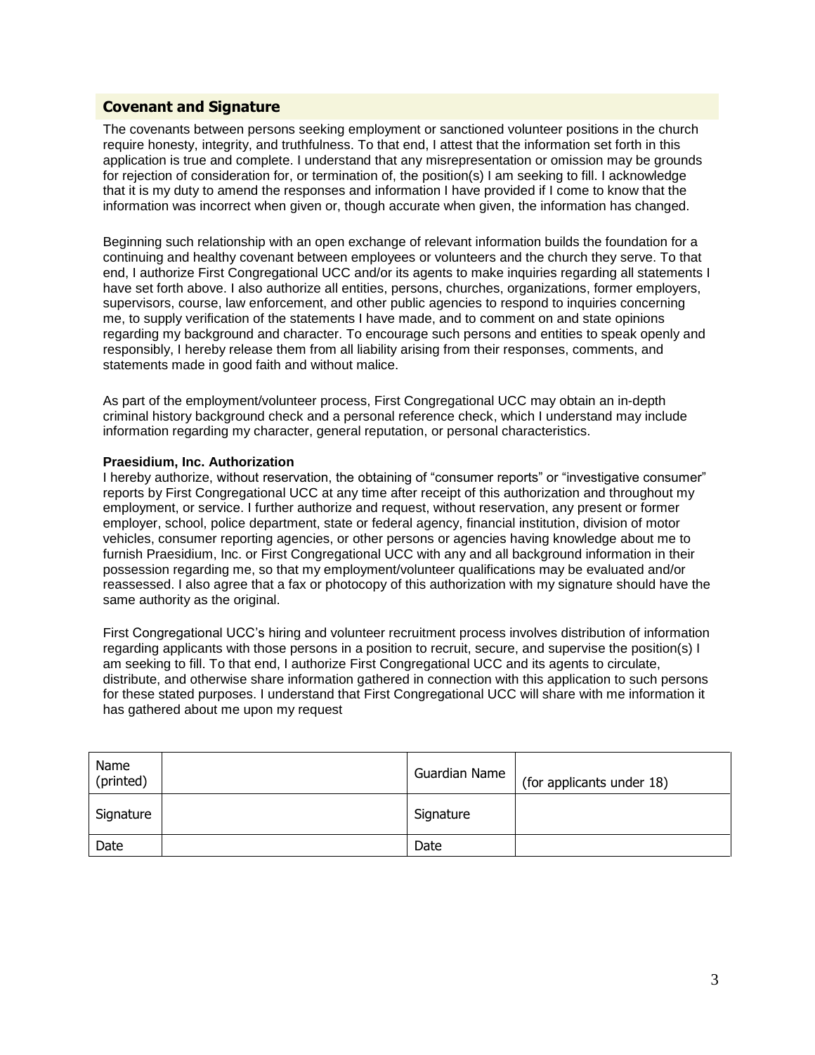## Covenant and Signature

The covenants between persons seeking employment or sanctioned volunteer positions in the church require honesty, integrity, and truthfulness. To that end, I attest that the information set forth in this application is true and complete. I understand that any misrepresentation or omission may be grounds for rejection of consideration for, or termination of, the position(s) I am seeking to fill. I acknowledge that it is my duty to amend the responses and information I have provided if I come to know that the information was incorrect when given or, though accurate when given, the information has changed.

Beginning such relationship with an open exchange of relevant information builds the foundation for a continuing and healthy covenant between employees or volunteers and the church they serve. To that end, I authorize First Congregational UCC and/or its agents to make inquiries regarding all statements I have set forth above. I also authorize all entities, persons, churches, organizations, former employers, supervisors, course, law enforcement, and other public agencies to respond to inquiries concerning me, to supply verification of the statements I have made, and to comment on and state opinions regarding my background and character. To encourage such persons and entities to speak openly and responsibly, I hereby release them from all liability arising from their responses, comments, and statements made in good faith and without malice.

As part of the employment/volunteer process, First Congregational UCC may obtain an in-depth criminal history background check and a personal reference check, which I understand may include information regarding my character, general reputation, or personal characteristics.

**Praesidium, Inc. Authorization**

I hereby authorize, without reservation, the obtaining of “consumer reports” or “investigative consumer” reports by First Congregational UCC at any time after receipt of this authorization and throughout my employment, or service. I further authorize and request, without reservation, any present or former employer, school, police department, state or federal agency, financial institution, division of motor vehicles, consumer reporting agencies, or other persons or agencies having knowledge about me to furnish Praesidium, Inc. or First Congregational UCC with any and all background information in their possession regarding me, so that my employment/volunteer qualifications may be evaluated and/or reassessed. I also agree that a fax or photocopy of this authorization with my signature should have the same authority as the original.

First Congregational UCC’s hiring and volunteer recruitment process involves distribution of information regarding applicants with those persons in a position to recruit, secure, and supervise the position(s) I am seeking to fill. To that end, I authorize First Congregational UCC and its agents to circulate, distribute, and otherwise share information gathered in connection with this application to such persons for these stated purposes. I understand that First Congregational UCC will share with me information it has gathered about me upon my request

| Name (printed) | | Guardian Name | (for applicants under 18) |
|---|---|---|---|
| Signature | | Signature | |
| Date | | Date | |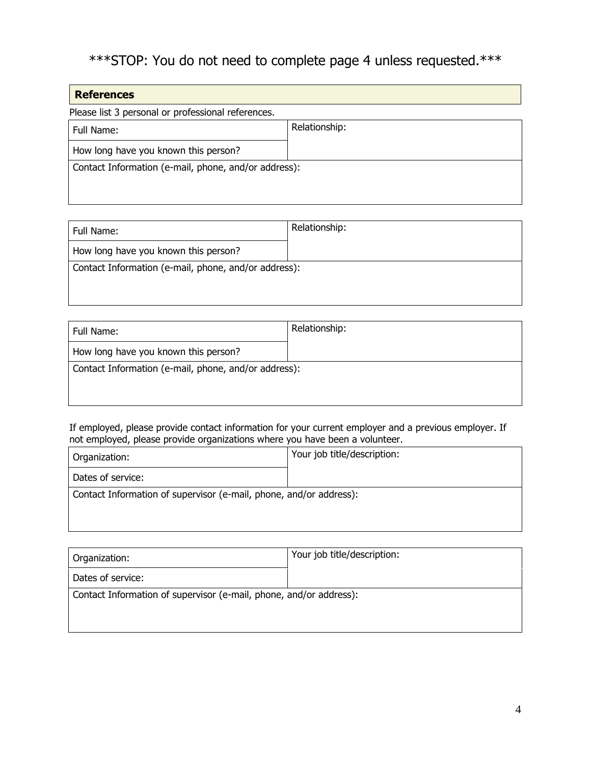***STOP: You do not need to complete page 4 unless requested.***

## References

Please list 3 personal or professional references.

| | |
|---|---|
| Full Name: | Relationship: |
| How long have you known this person? | |
| Contact Information (e-mail, phone, and/or address): | |

| | |
|---|---|
| Full Name: | Relationship: |
| How long have you known this person? | |
| Contact Information (e-mail, phone, and/or address): | |

| | |
|---|---|
| Full Name: | Relationship: |
| How long have you known this person? | |
| Contact Information (e-mail, phone, and/or address): | |

If employed, please provide contact information for your current employer and a previous employer. If not employed, please provide organizations where you have been a volunteer.

| | |
|---|---|
| Organization: | Your job title/description: |
| Dates of service: | |
| Contact Information of supervisor (e-mail, phone, and/or address): | |

| | |
|---|---|
| Organization: | Your job title/description: |
| Dates of service: | |
| Contact Information of supervisor (e-mail, phone, and/or address): | |